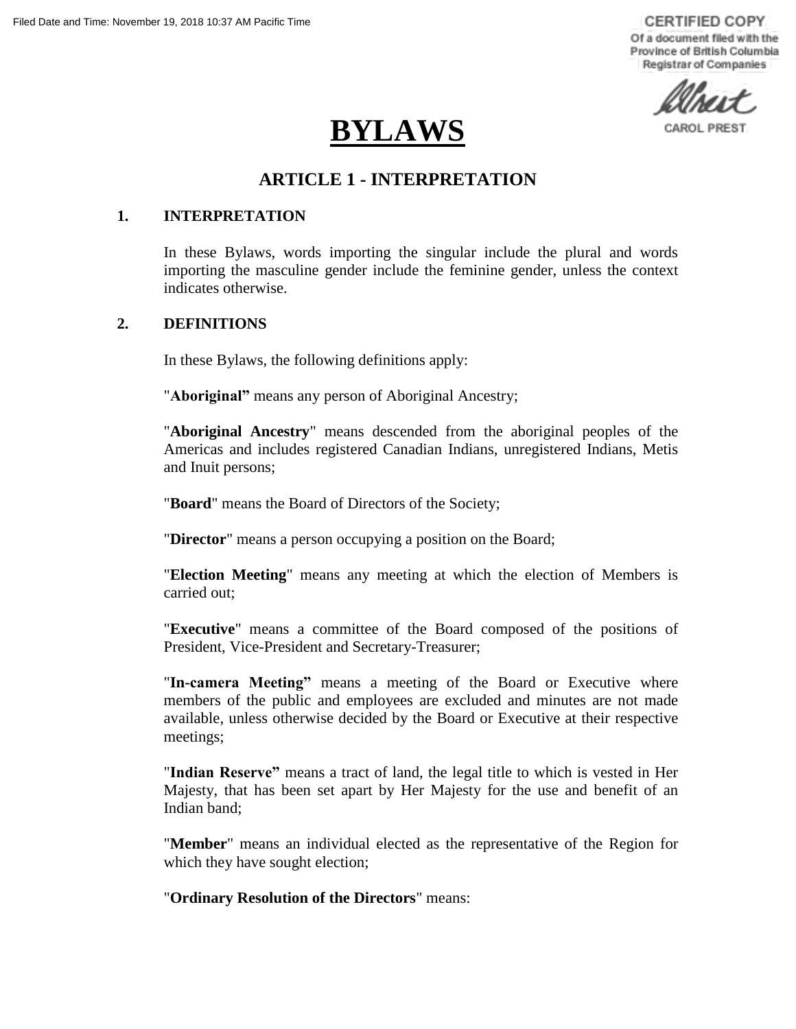# BYLAWS

## ARTICLE 1 - INTERPRETATION

### 1. INTERPRETATION

In these Bylaws, words importing the singular include the plural and words importing the masculine gender include the feminine gender, unless the context indicates otherwise.

### 2. DEFINITIONS

In these Bylaws, the following definitions apply:

"**Aboriginal"** means any person of Aboriginal Ancestry;

"**Aboriginal Ancestry**" means descended from the aboriginal peoples of the Americas and includes registered Canadian Indians, unregistered Indians, Metis and Inuit persons;

"**Board**" means the Board of Directors of the Society;

"**Director**" means a person occupying a position on the Board;

"**Election Meeting**" means any meeting at which the election of Members is carried out;

"**Executive**" means a committee of the Board composed of the positions of President, Vice-President and Secretary-Treasurer;

"**In-camera Meeting"** means a meeting of the Board or Executive where members of the public and employees are excluded and minutes are not made available, unless otherwise decided by the Board or Executive at their respective meetings;

"**Indian Reserve"** means a tract of land, the legal title to which is vested in Her Majesty, that has been set apart by Her Majesty for the use and benefit of an Indian band;

"**Member**" means an individual elected as the representative of the Region for which they have sought election;

"**Ordinary Resolution of the Directors**" means: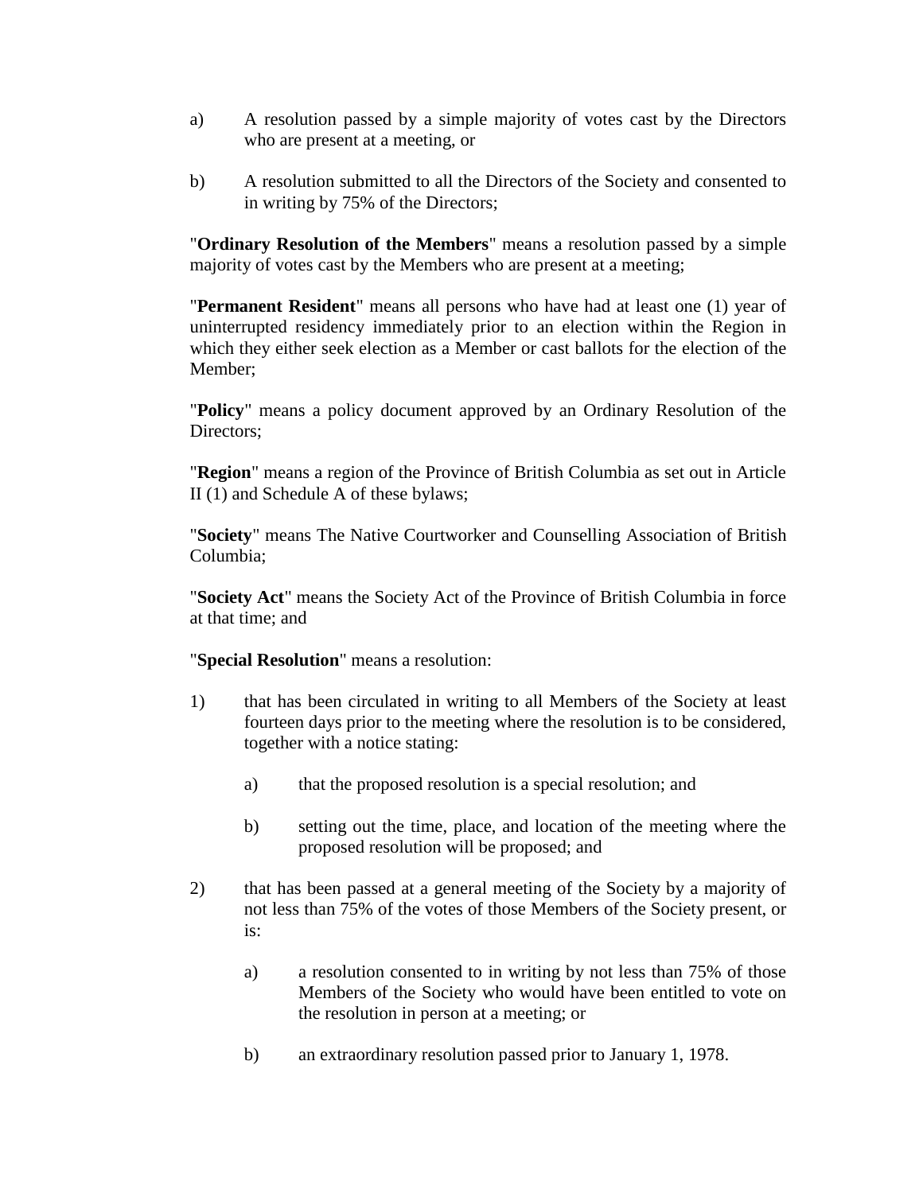a) A resolution passed by a simple majority of votes cast by the Directors who are present at a meeting, or

b) A resolution submitted to all the Directors of the Society and consented to in writing by 75% of the Directors;

"**Ordinary Resolution of the Members**" means a resolution passed by a simple majority of votes cast by the Members who are present at a meeting;

"**Permanent Resident**" means all persons who have had at least one (1) year of uninterrupted residency immediately prior to an election within the Region in which they either seek election as a Member or cast ballots for the election of the Member;

"**Policy**" means a policy document approved by an Ordinary Resolution of the Directors;

"**Region**" means a region of the Province of British Columbia as set out in Article II (1) and Schedule A of these bylaws;

"**Society**" means The Native Courtworker and Counselling Association of British Columbia;

"**Society Act**" means the Society Act of the Province of British Columbia in force at that time; and

"**Special Resolution**" means a resolution:

1) that has been circulated in writing to all Members of the Society at least fourteen days prior to the meeting where the resolution is to be considered, together with a notice stating:

    a) that the proposed resolution is a special resolution; and

    b) setting out the time, place, and location of the meeting where the proposed resolution will be proposed; and

2) that has been passed at a general meeting of the Society by a majority of not less than 75% of the votes of those Members of the Society present, or is:

    a) a resolution consented to in writing by not less than 75% of those Members of the Society who would have been entitled to vote on the resolution in person at a meeting; or

    b) an extraordinary resolution passed prior to January 1, 1978.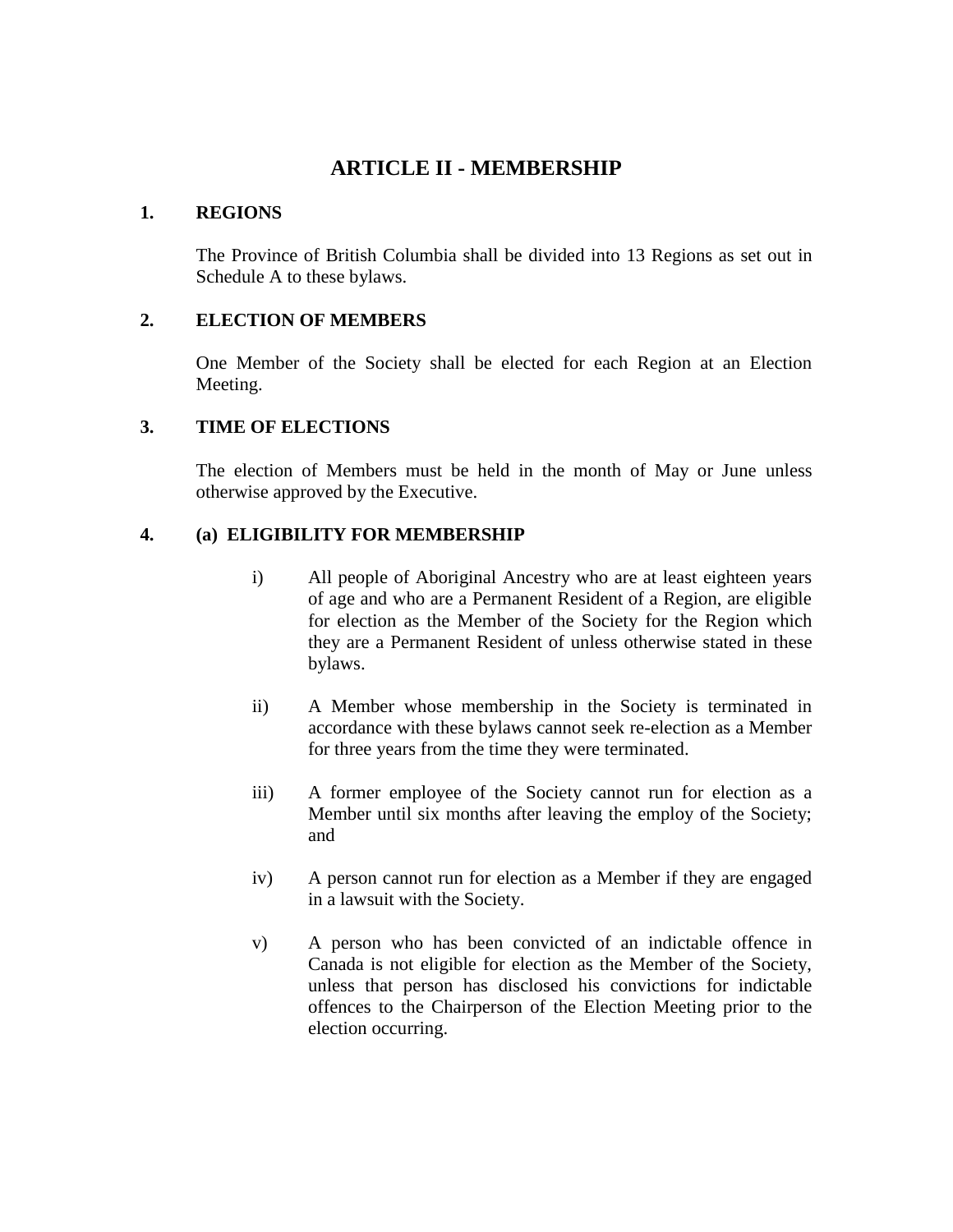# ARTICLE II - MEMBERSHIP

**1. REGIONS**

The Province of British Columbia shall be divided into 13 Regions as set out in Schedule A to these bylaws.

**2. ELECTION OF MEMBERS**

One Member of the Society shall be elected for each Region at an Election Meeting.

**3. TIME OF ELECTIONS**

The election of Members must be held in the month of May or June unless otherwise approved by the Executive.

**4. (a) ELIGIBILITY FOR MEMBERSHIP**

i) All people of Aboriginal Ancestry who are at least eighteen years of age and who are a Permanent Resident of a Region, are eligible for election as the Member of the Society for the Region which they are a Permanent Resident of unless otherwise stated in these bylaws.

ii) A Member whose membership in the Society is terminated in accordance with these bylaws cannot seek re-election as a Member for three years from the time they were terminated.

iii) A former employee of the Society cannot run for election as a Member until six months after leaving the employ of the Society; and

iv) A person cannot run for election as a Member if they are engaged in a lawsuit with the Society.

v) A person who has been convicted of an indictable offence in Canada is not eligible for election as the Member of the Society, unless that person has disclosed his convictions for indictable offences to the Chairperson of the Election Meeting prior to the election occurring.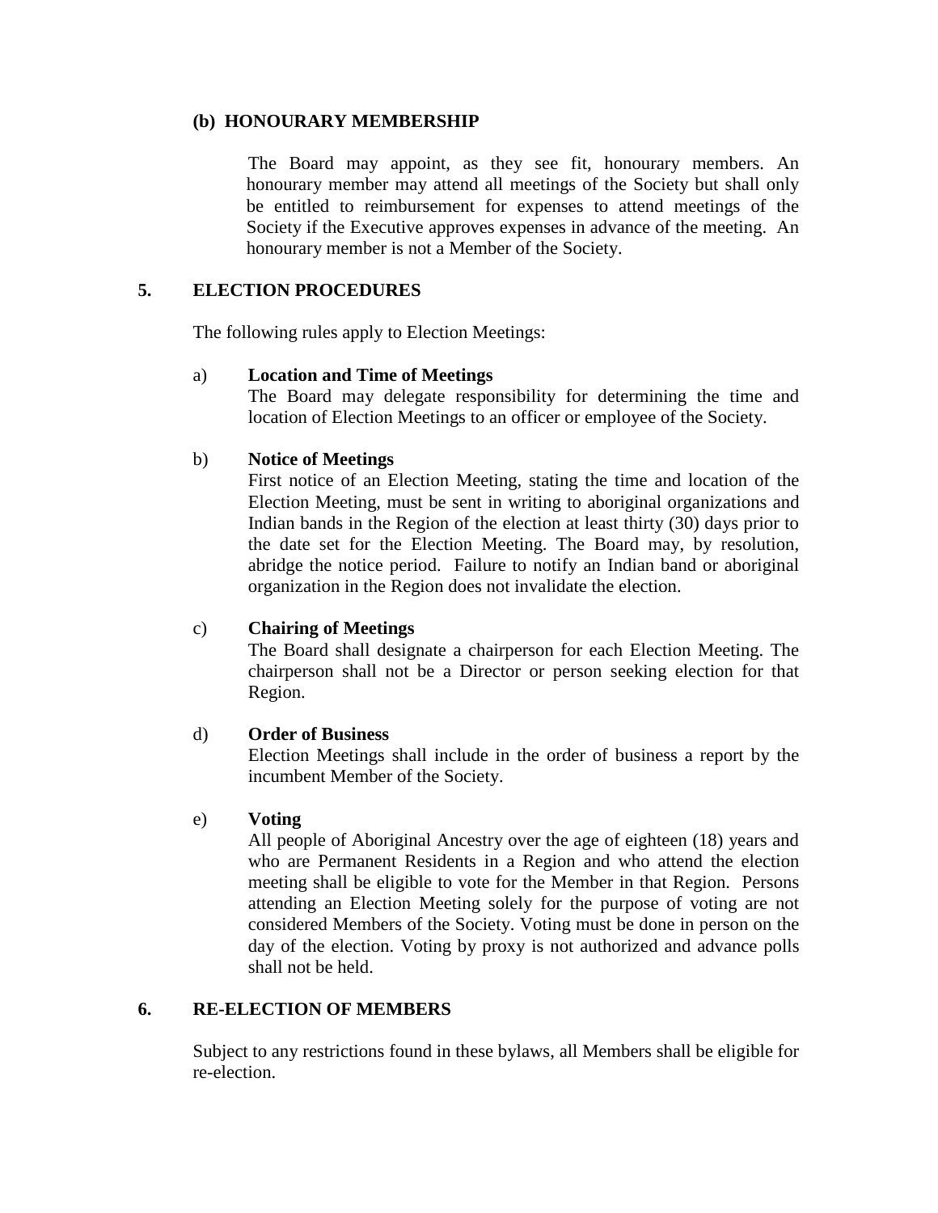### (b) HONOURARY MEMBERSHIP

The Board may appoint, as they see fit, honourary members. An honourary member may attend all meetings of the Society but shall only be entitled to reimbursement for expenses to attend meetings of the Society if the Executive approves expenses in advance of the meeting. An honourary member is not a Member of the Society.

## 5. ELECTION PROCEDURES

The following rules apply to Election Meetings:

a) **Location and Time of Meetings**
The Board may delegate responsibility for determining the time and location of Election Meetings to an officer or employee of the Society.

b) **Notice of Meetings**
First notice of an Election Meeting, stating the time and location of the Election Meeting, must be sent in writing to aboriginal organizations and Indian bands in the Region of the election at least thirty (30) days prior to the date set for the Election Meeting. The Board may, by resolution, abridge the notice period. Failure to notify an Indian band or aboriginal organization in the Region does not invalidate the election.

c) **Chairing of Meetings**
The Board shall designate a chairperson for each Election Meeting. The chairperson shall not be a Director or person seeking election for that Region.

d) **Order of Business**
Election Meetings shall include in the order of business a report by the incumbent Member of the Society.

e) **Voting**
All people of Aboriginal Ancestry over the age of eighteen (18) years and who are Permanent Residents in a Region and who attend the election meeting shall be eligible to vote for the Member in that Region. Persons attending an Election Meeting solely for the purpose of voting are not considered Members of the Society. Voting must be done in person on the day of the election. Voting by proxy is not authorized and advance polls shall not be held.

## 6. RE-ELECTION OF MEMBERS

Subject to any restrictions found in these bylaws, all Members shall be eligible for re-election.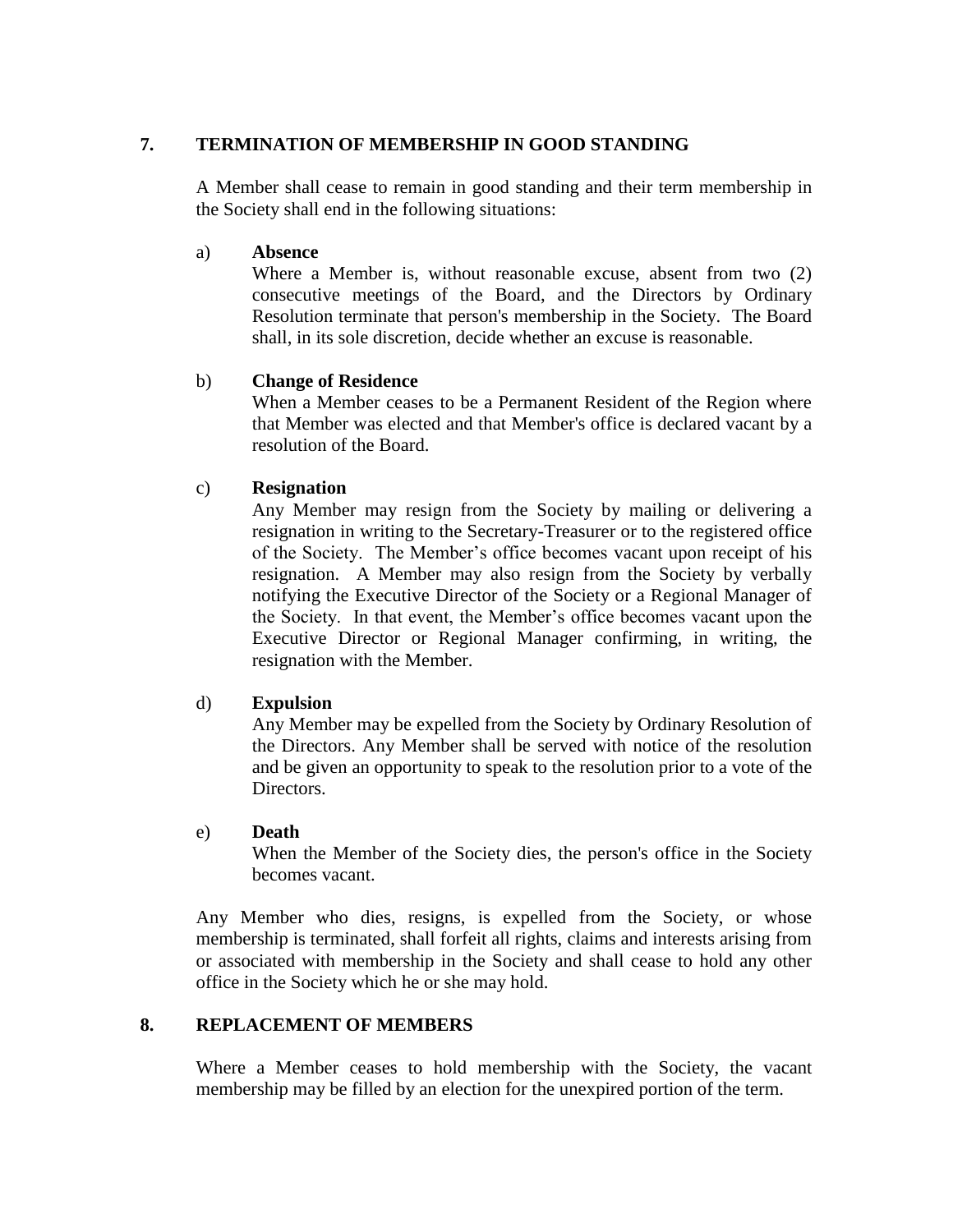## 7. TERMINATION OF MEMBERSHIP IN GOOD STANDING

A Member shall cease to remain in good standing and their term membership in the Society shall end in the following situations:

a) **Absence**
Where a Member is, without reasonable excuse, absent from two (2) consecutive meetings of the Board, and the Directors by Ordinary Resolution terminate that person's membership in the Society. The Board shall, in its sole discretion, decide whether an excuse is reasonable.

b) **Change of Residence**
When a Member ceases to be a Permanent Resident of the Region where that Member was elected and that Member's office is declared vacant by a resolution of the Board.

c) **Resignation**
Any Member may resign from the Society by mailing or delivering a resignation in writing to the Secretary-Treasurer or to the registered office of the Society. The Member's office becomes vacant upon receipt of his resignation. A Member may also resign from the Society by verbally notifying the Executive Director of the Society or a Regional Manager of the Society. In that event, the Member's office becomes vacant upon the Executive Director or Regional Manager confirming, in writing, the resignation with the Member.

d) **Expulsion**
Any Member may be expelled from the Society by Ordinary Resolution of the Directors. Any Member shall be served with notice of the resolution and be given an opportunity to speak to the resolution prior to a vote of the Directors.

e) **Death**
When the Member of the Society dies, the person's office in the Society becomes vacant.

Any Member who dies, resigns, is expelled from the Society, or whose membership is terminated, shall forfeit all rights, claims and interests arising from or associated with membership in the Society and shall cease to hold any other office in the Society which he or she may hold.

## 8. REPLACEMENT OF MEMBERS

Where a Member ceases to hold membership with the Society, the vacant membership may be filled by an election for the unexpired portion of the term.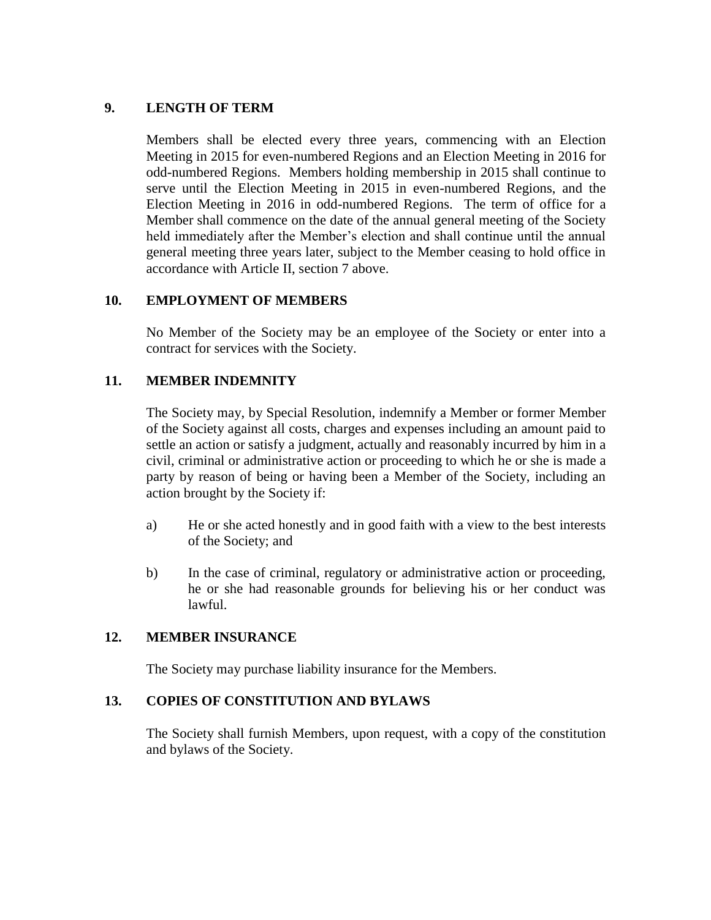## 9. LENGTH OF TERM

Members shall be elected every three years, commencing with an Election Meeting in 2015 for even-numbered Regions and an Election Meeting in 2016 for odd-numbered Regions. Members holding membership in 2015 shall continue to serve until the Election Meeting in 2015 in even-numbered Regions, and the Election Meeting in 2016 in odd-numbered Regions. The term of office for a Member shall commence on the date of the annual general meeting of the Society held immediately after the Member's election and shall continue until the annual general meeting three years later, subject to the Member ceasing to hold office in accordance with Article II, section 7 above.

## 10. EMPLOYMENT OF MEMBERS

No Member of the Society may be an employee of the Society or enter into a contract for services with the Society.

## 11. MEMBER INDEMNITY

The Society may, by Special Resolution, indemnify a Member or former Member of the Society against all costs, charges and expenses including an amount paid to settle an action or satisfy a judgment, actually and reasonably incurred by him in a civil, criminal or administrative action or proceeding to which he or she is made a party by reason of being or having been a Member of the Society, including an action brought by the Society if:

a) He or she acted honestly and in good faith with a view to the best interests of the Society; and

b) In the case of criminal, regulatory or administrative action or proceeding, he or she had reasonable grounds for believing his or her conduct was lawful.

## 12. MEMBER INSURANCE

The Society may purchase liability insurance for the Members.

## 13. COPIES OF CONSTITUTION AND BYLAWS

The Society shall furnish Members, upon request, with a copy of the constitution and bylaws of the Society.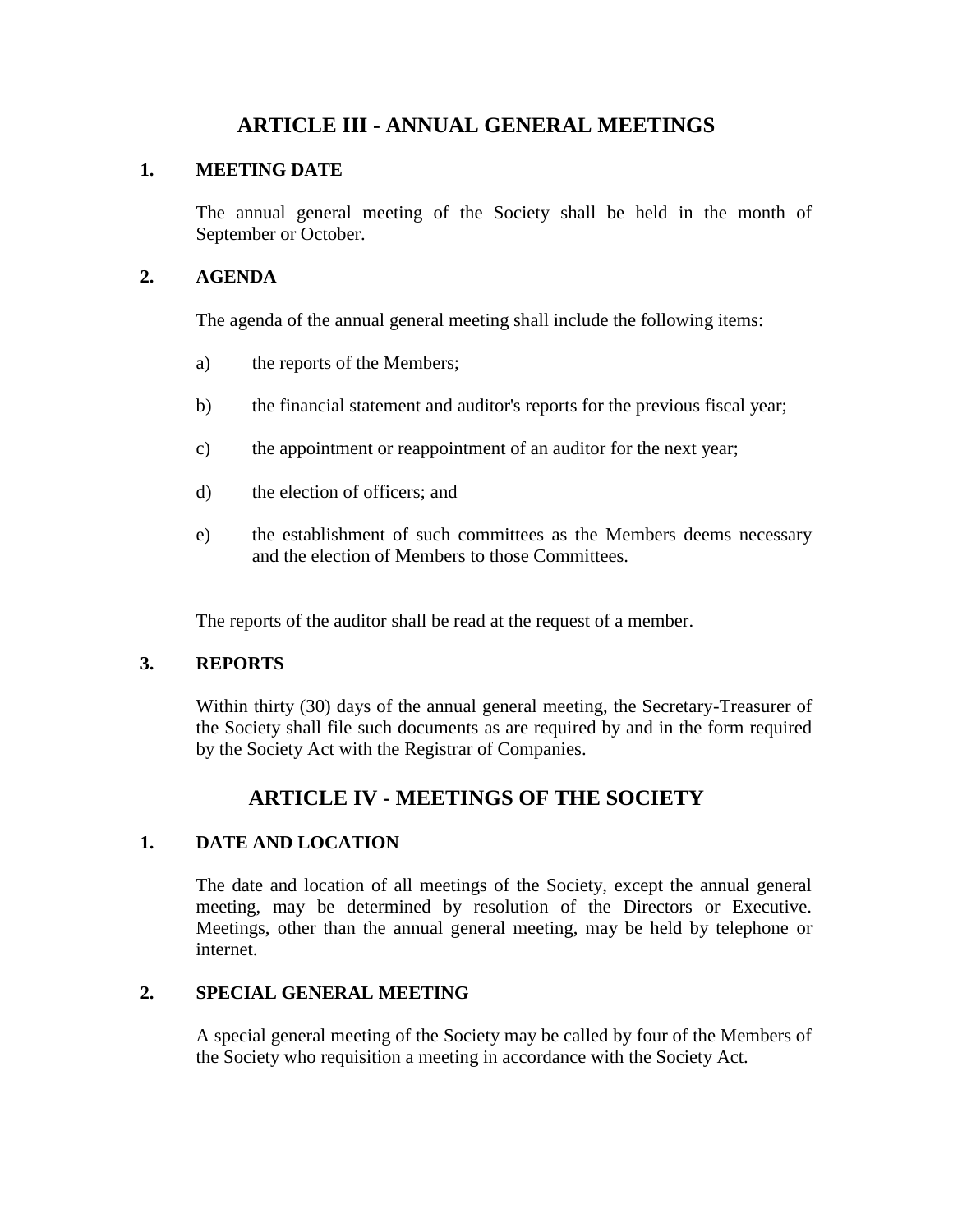## ARTICLE III - ANNUAL GENERAL MEETINGS

### 1. MEETING DATE

The annual general meeting of the Society shall be held in the month of September or October.

### 2. AGENDA

The agenda of the annual general meeting shall include the following items:

a) the reports of the Members;

b) the financial statement and auditor's reports for the previous fiscal year;

c) the appointment or reappointment of an auditor for the next year;

d) the election of officers; and

e) the establishment of such committees as the Members deems necessary and the election of Members to those Committees.

The reports of the auditor shall be read at the request of a member.

### 3. REPORTS

Within thirty (30) days of the annual general meeting, the Secretary-Treasurer of the Society shall file such documents as are required by and in the form required by the Society Act with the Registrar of Companies.

## ARTICLE IV - MEETINGS OF THE SOCIETY

### 1. DATE AND LOCATION

The date and location of all meetings of the Society, except the annual general meeting, may be determined by resolution of the Directors or Executive. Meetings, other than the annual general meeting, may be held by telephone or internet.

### 2. SPECIAL GENERAL MEETING

A special general meeting of the Society may be called by four of the Members of the Society who requisition a meeting in accordance with the Society Act.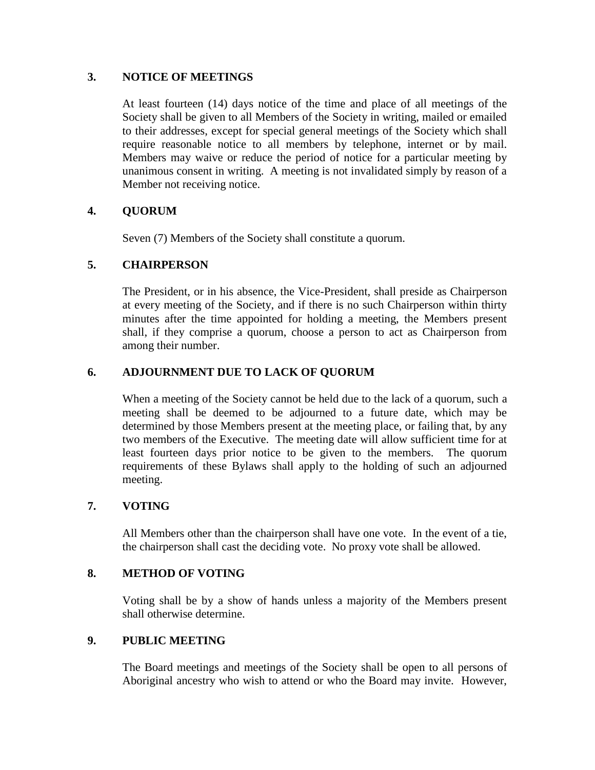### 3. NOTICE OF MEETINGS

At least fourteen (14) days notice of the time and place of all meetings of the Society shall be given to all Members of the Society in writing, mailed or emailed to their addresses, except for special general meetings of the Society which shall require reasonable notice to all members by telephone, internet or by mail. Members may waive or reduce the period of notice for a particular meeting by unanimous consent in writing. A meeting is not invalidated simply by reason of a Member not receiving notice.

### 4. QUORUM

Seven (7) Members of the Society shall constitute a quorum.

### 5. CHAIRPERSON

The President, or in his absence, the Vice-President, shall preside as Chairperson at every meeting of the Society, and if there is no such Chairperson within thirty minutes after the time appointed for holding a meeting, the Members present shall, if they comprise a quorum, choose a person to act as Chairperson from among their number.

### 6. ADJOURNMENT DUE TO LACK OF QUORUM

When a meeting of the Society cannot be held due to the lack of a quorum, such a meeting shall be deemed to be adjourned to a future date, which may be determined by those Members present at the meeting place, or failing that, by any two members of the Executive. The meeting date will allow sufficient time for at least fourteen days prior notice to be given to the members. The quorum requirements of these Bylaws shall apply to the holding of such an adjourned meeting.

### 7. VOTING

All Members other than the chairperson shall have one vote. In the event of a tie, the chairperson shall cast the deciding vote. No proxy vote shall be allowed.

### 8. METHOD OF VOTING

Voting shall be by a show of hands unless a majority of the Members present shall otherwise determine.

### 9. PUBLIC MEETING

The Board meetings and meetings of the Society shall be open to all persons of Aboriginal ancestry who wish to attend or who the Board may invite. However,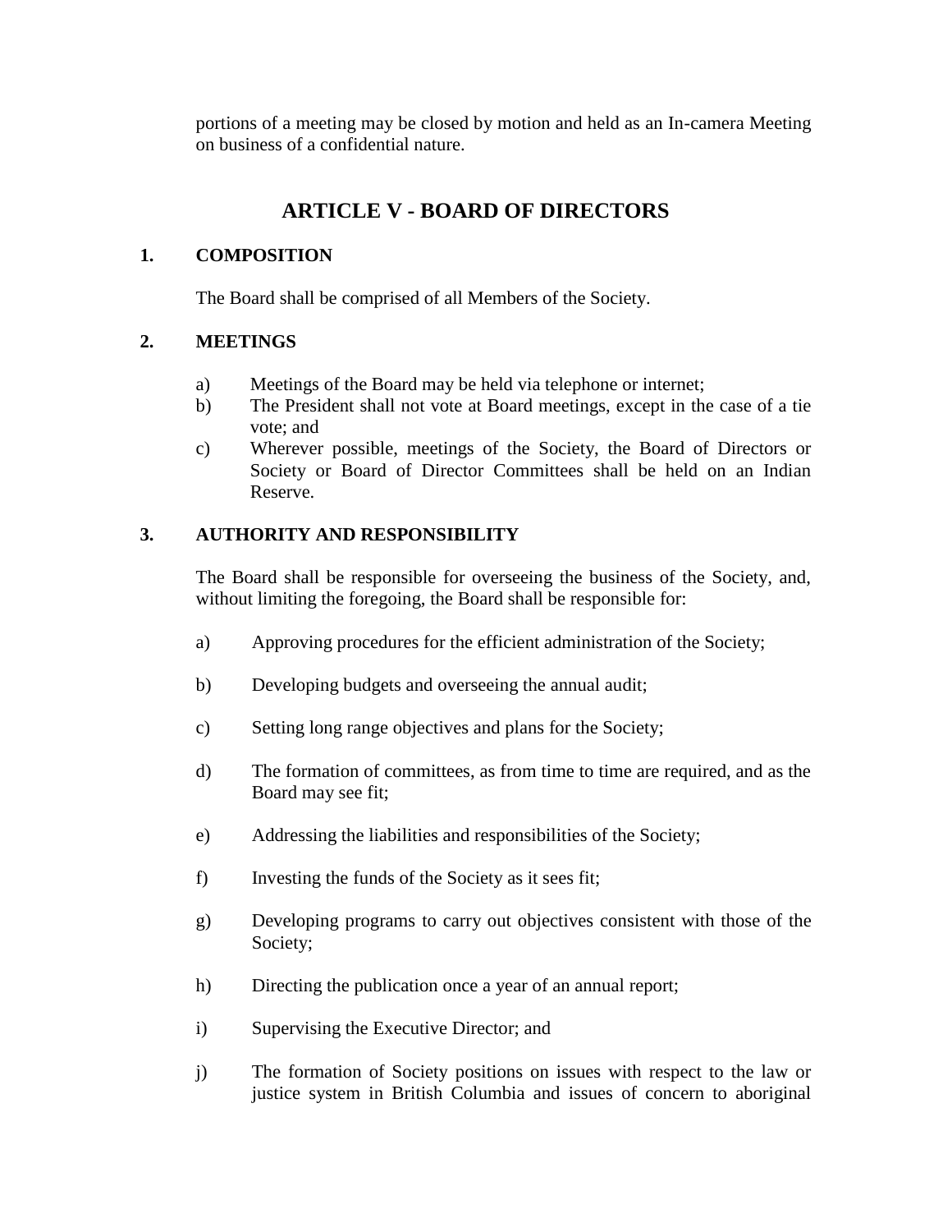portions of a meeting may be closed by motion and held as an In-camera Meeting on business of a confidential nature.

## ARTICLE V - BOARD OF DIRECTORS

### 1. COMPOSITION

The Board shall be comprised of all Members of the Society.

### 2. MEETINGS

a) Meetings of the Board may be held via telephone or internet;

b) The President shall not vote at Board meetings, except in the case of a tie vote; and

c) Wherever possible, meetings of the Society, the Board of Directors or Society or Board of Director Committees shall be held on an Indian Reserve.

### 3. AUTHORITY AND RESPONSIBILITY

The Board shall be responsible for overseeing the business of the Society, and, without limiting the foregoing, the Board shall be responsible for:

a) Approving procedures for the efficient administration of the Society;

b) Developing budgets and overseeing the annual audit;

c) Setting long range objectives and plans for the Society;

d) The formation of committees, as from time to time are required, and as the Board may see fit;

e) Addressing the liabilities and responsibilities of the Society;

f) Investing the funds of the Society as it sees fit;

g) Developing programs to carry out objectives consistent with those of the Society;

h) Directing the publication once a year of an annual report;

i) Supervising the Executive Director; and

j) The formation of Society positions on issues with respect to the law or justice system in British Columbia and issues of concern to aboriginal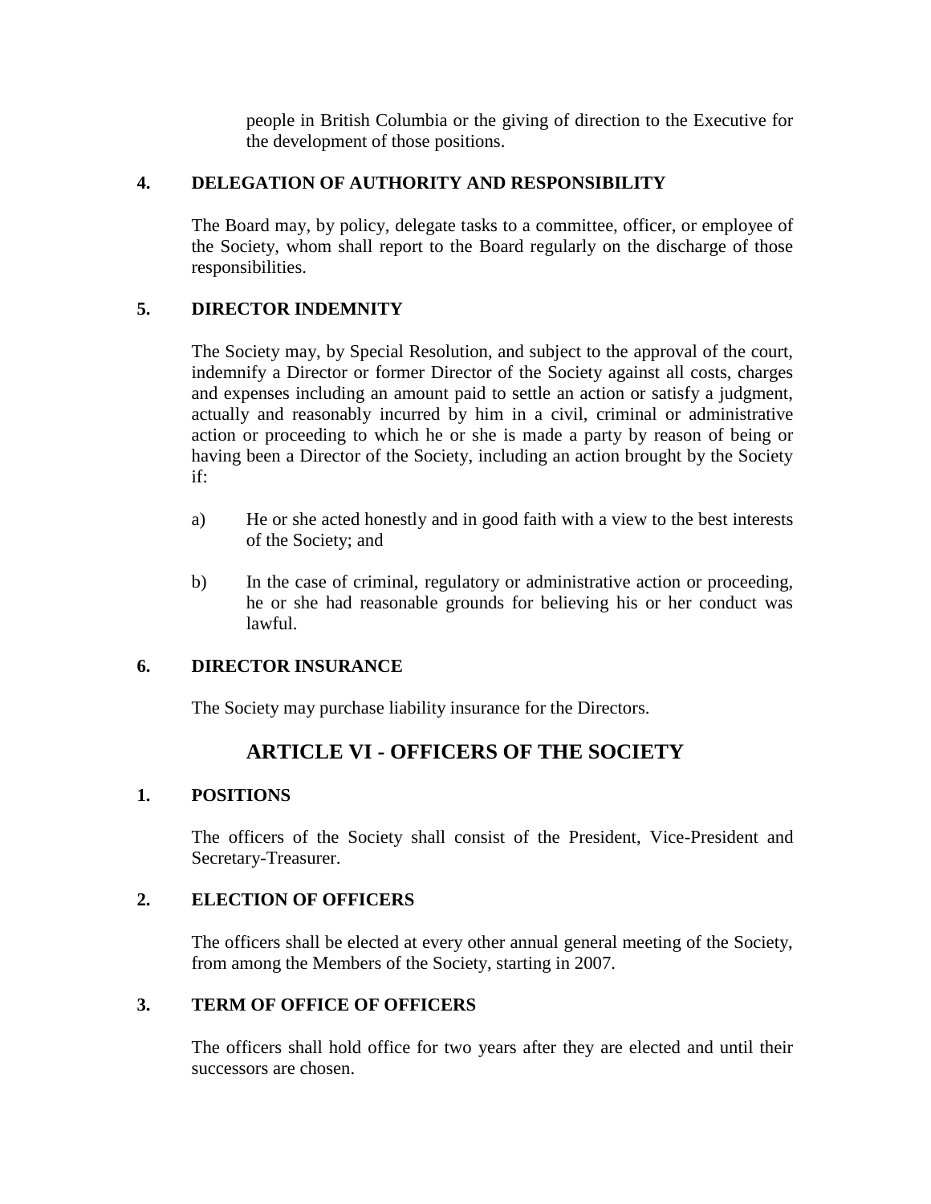people in British Columbia or the giving of direction to the Executive for the development of those positions.

### 4. DELEGATION OF AUTHORITY AND RESPONSIBILITY

The Board may, by policy, delegate tasks to a committee, officer, or employee of the Society, whom shall report to the Board regularly on the discharge of those responsibilities.

### 5. DIRECTOR INDEMNITY

The Society may, by Special Resolution, and subject to the approval of the court, indemnify a Director or former Director of the Society against all costs, charges and expenses including an amount paid to settle an action or satisfy a judgment, actually and reasonably incurred by him in a civil, criminal or administrative action or proceeding to which he or she is made a party by reason of being or having been a Director of the Society, including an action brought by the Society if:

a) He or she acted honestly and in good faith with a view to the best interests of the Society; and

b) In the case of criminal, regulatory or administrative action or proceeding, he or she had reasonable grounds for believing his or her conduct was lawful.

### 6. DIRECTOR INSURANCE

The Society may purchase liability insurance for the Directors.

## ARTICLE VI - OFFICERS OF THE SOCIETY

### 1. POSITIONS

The officers of the Society shall consist of the President, Vice-President and Secretary-Treasurer.

### 2. ELECTION OF OFFICERS

The officers shall be elected at every other annual general meeting of the Society, from among the Members of the Society, starting in 2007.

### 3. TERM OF OFFICE OF OFFICERS

The officers shall hold office for two years after they are elected and until their successors are chosen.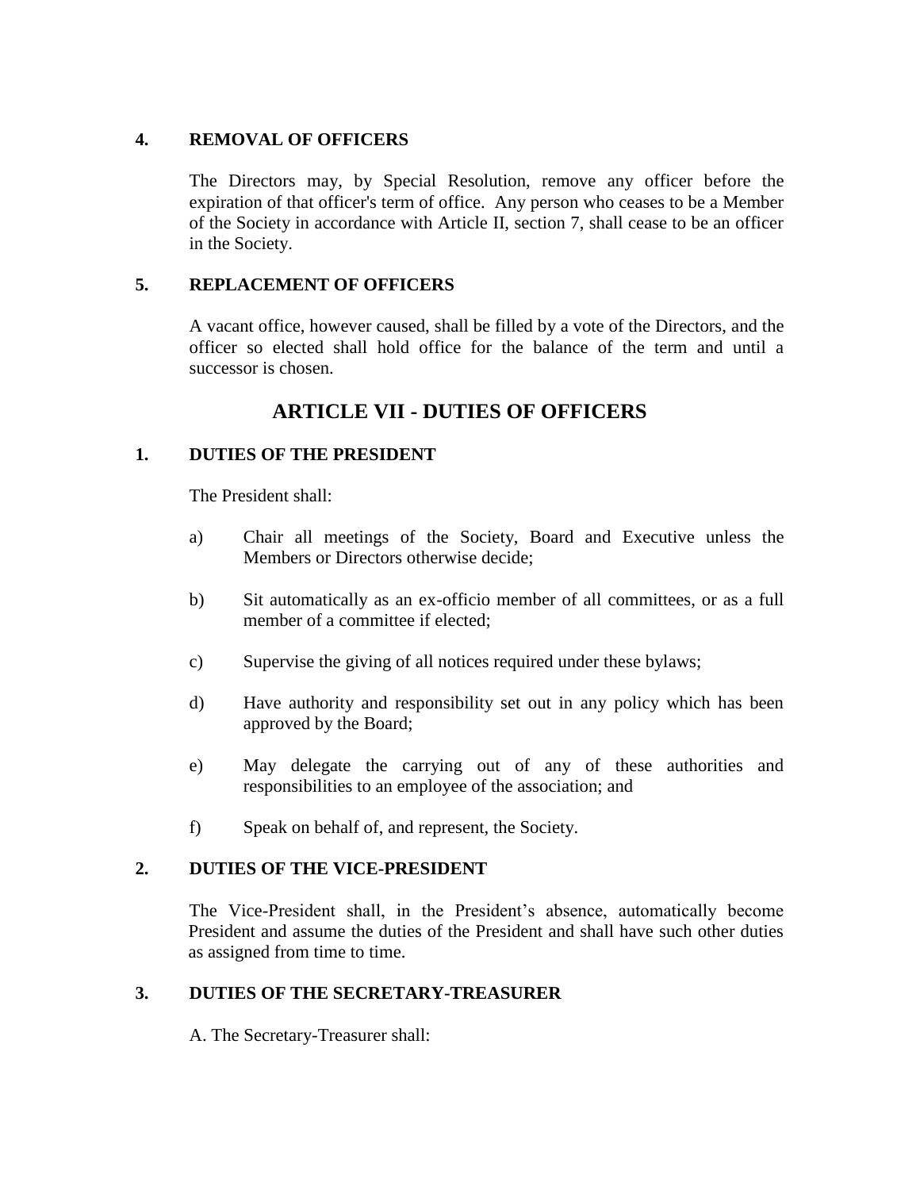### 4. REMOVAL OF OFFICERS

The Directors may, by Special Resolution, remove any officer before the expiration of that officer's term of office. Any person who ceases to be a Member of the Society in accordance with Article II, section 7, shall cease to be an officer in the Society.

### 5. REPLACEMENT OF OFFICERS

A vacant office, however caused, shall be filled by a vote of the Directors, and the officer so elected shall hold office for the balance of the term and until a successor is chosen.

## ARTICLE VII - DUTIES OF OFFICERS

### 1. DUTIES OF THE PRESIDENT

The President shall:

a) Chair all meetings of the Society, Board and Executive unless the Members or Directors otherwise decide;

b) Sit automatically as an ex-officio member of all committees, or as a full member of a committee if elected;

c) Supervise the giving of all notices required under these bylaws;

d) Have authority and responsibility set out in any policy which has been approved by the Board;

e) May delegate the carrying out of any of these authorities and responsibilities to an employee of the association; and

f) Speak on behalf of, and represent, the Society.

### 2. DUTIES OF THE VICE-PRESIDENT

The Vice-President shall, in the President's absence, automatically become President and assume the duties of the President and shall have such other duties as assigned from time to time.

### 3. DUTIES OF THE SECRETARY-TREASURER

A. The Secretary-Treasurer shall: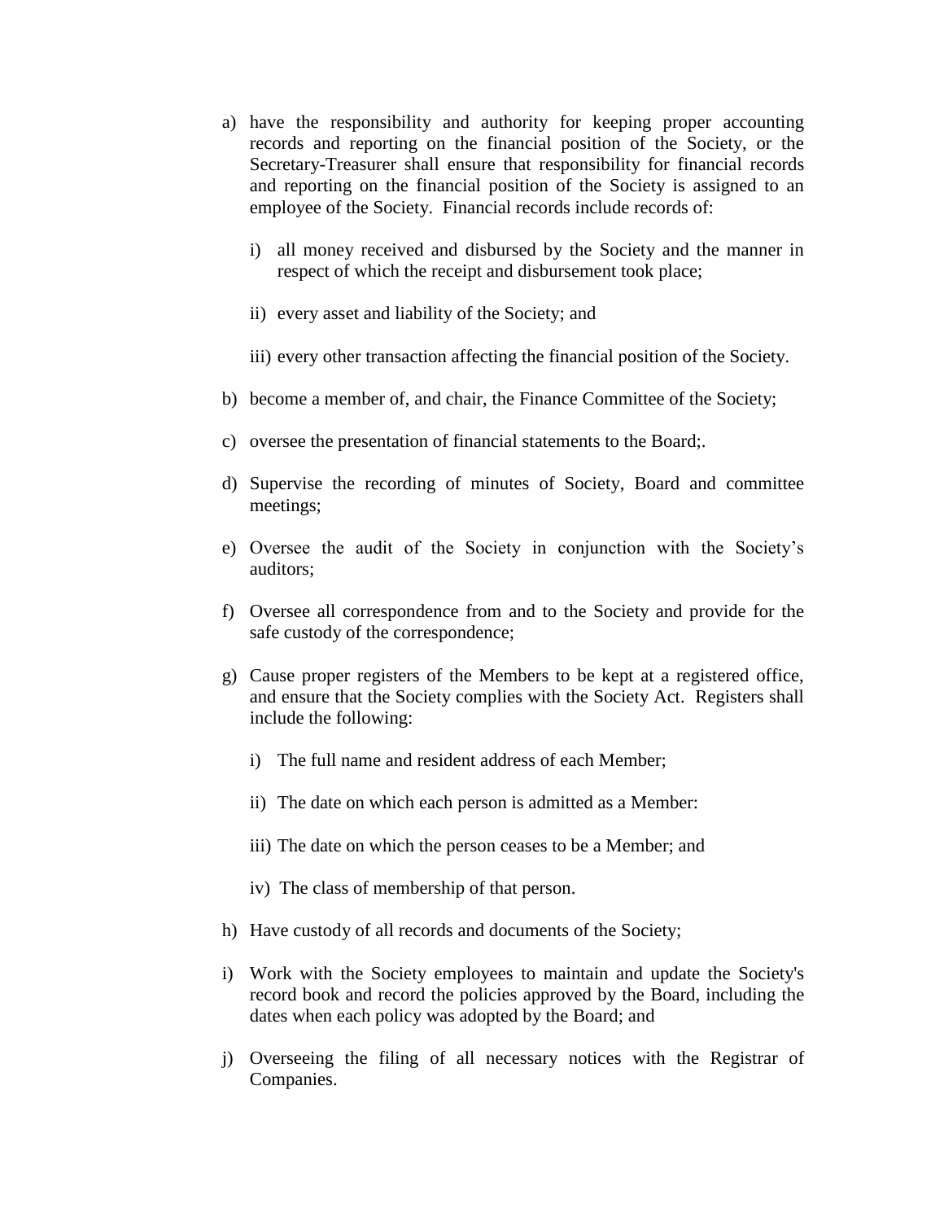a) have the responsibility and authority for keeping proper accounting records and reporting on the financial position of the Society, or the Secretary-Treasurer shall ensure that responsibility for financial records and reporting on the financial position of the Society is assigned to an employee of the Society. Financial records include records of:

    i) all money received and disbursed by the Society and the manner in respect of which the receipt and disbursement took place;

    ii) every asset and liability of the Society; and

    iii) every other transaction affecting the financial position of the Society.

b) become a member of, and chair, the Finance Committee of the Society;

c) oversee the presentation of financial statements to the Board;.

d) Supervise the recording of minutes of Society, Board and committee meetings;

e) Oversee the audit of the Society in conjunction with the Society's auditors;

f) Oversee all correspondence from and to the Society and provide for the safe custody of the correspondence;

g) Cause proper registers of the Members to be kept at a registered office, and ensure that the Society complies with the Society Act. Registers shall include the following:

    i) The full name and resident address of each Member;

    ii) The date on which each person is admitted as a Member:

    iii) The date on which the person ceases to be a Member; and

    iv) The class of membership of that person.

h) Have custody of all records and documents of the Society;

i) Work with the Society employees to maintain and update the Society's record book and record the policies approved by the Board, including the dates when each policy was adopted by the Board; and

j) Overseeing the filing of all necessary notices with the Registrar of Companies.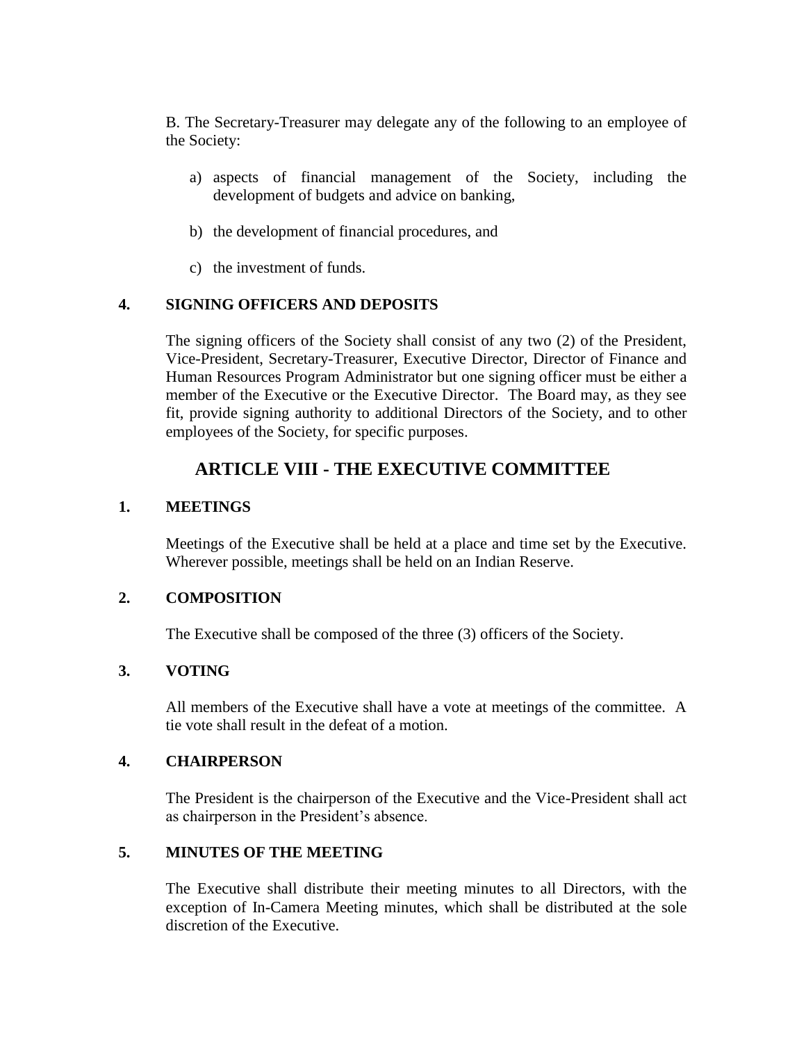B. The Secretary-Treasurer may delegate any of the following to an employee of the Society:

a) aspects of financial management of the Society, including the development of budgets and advice on banking,

b) the development of financial procedures, and

c) the investment of funds.

### 4. SIGNING OFFICERS AND DEPOSITS

The signing officers of the Society shall consist of any two (2) of the President, Vice-President, Secretary-Treasurer, Executive Director, Director of Finance and Human Resources Program Administrator but one signing officer must be either a member of the Executive or the Executive Director. The Board may, as they see fit, provide signing authority to additional Directors of the Society, and to other employees of the Society, for specific purposes.

## ARTICLE VIII - THE EXECUTIVE COMMITTEE

### 1. MEETINGS

Meetings of the Executive shall be held at a place and time set by the Executive. Wherever possible, meetings shall be held on an Indian Reserve.

### 2. COMPOSITION

The Executive shall be composed of the three (3) officers of the Society.

### 3. VOTING

All members of the Executive shall have a vote at meetings of the committee. A tie vote shall result in the defeat of a motion.

### 4. CHAIRPERSON

The President is the chairperson of the Executive and the Vice-President shall act as chairperson in the President's absence.

### 5. MINUTES OF THE MEETING

The Executive shall distribute their meeting minutes to all Directors, with the exception of In-Camera Meeting minutes, which shall be distributed at the sole discretion of the Executive.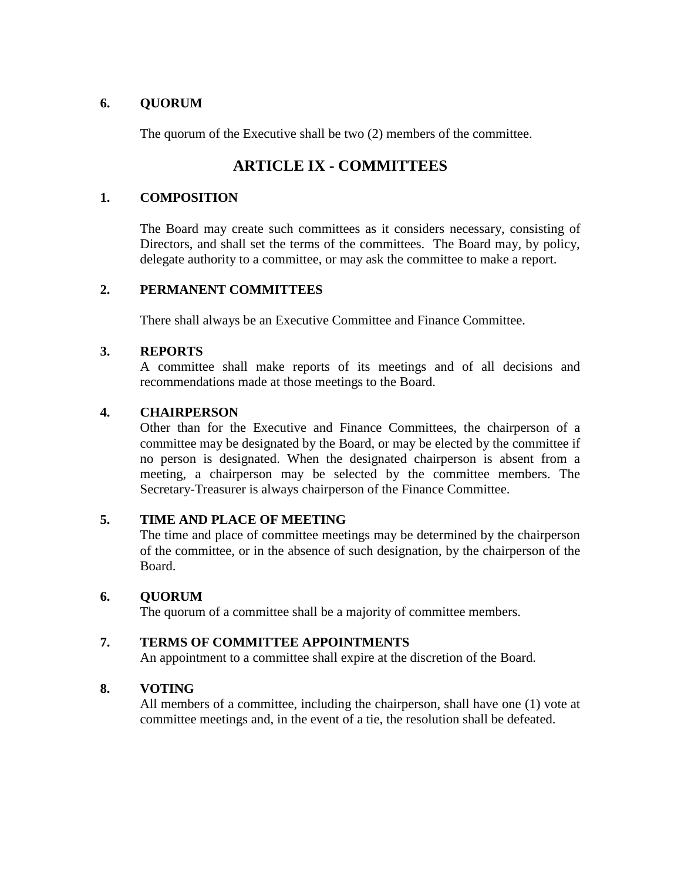### 6. QUORUM

The quorum of the Executive shall be two (2) members of the committee.

## ARTICLE IX - COMMITTEES

### 1. COMPOSITION

The Board may create such committees as it considers necessary, consisting of Directors, and shall set the terms of the committees. The Board may, by policy, delegate authority to a committee, or may ask the committee to make a report.

### 2. PERMANENT COMMITTEES

There shall always be an Executive Committee and Finance Committee.

### 3. REPORTS

A committee shall make reports of its meetings and of all decisions and recommendations made at those meetings to the Board.

### 4. CHAIRPERSON

Other than for the Executive and Finance Committees, the chairperson of a committee may be designated by the Board, or may be elected by the committee if no person is designated. When the designated chairperson is absent from a meeting, a chairperson may be selected by the committee members. The Secretary-Treasurer is always chairperson of the Finance Committee.

### 5. TIME AND PLACE OF MEETING

The time and place of committee meetings may be determined by the chairperson of the committee, or in the absence of such designation, by the chairperson of the Board.

### 6. QUORUM

The quorum of a committee shall be a majority of committee members.

### 7. TERMS OF COMMITTEE APPOINTMENTS

An appointment to a committee shall expire at the discretion of the Board.

### 8. VOTING

All members of a committee, including the chairperson, shall have one (1) vote at committee meetings and, in the event of a tie, the resolution shall be defeated.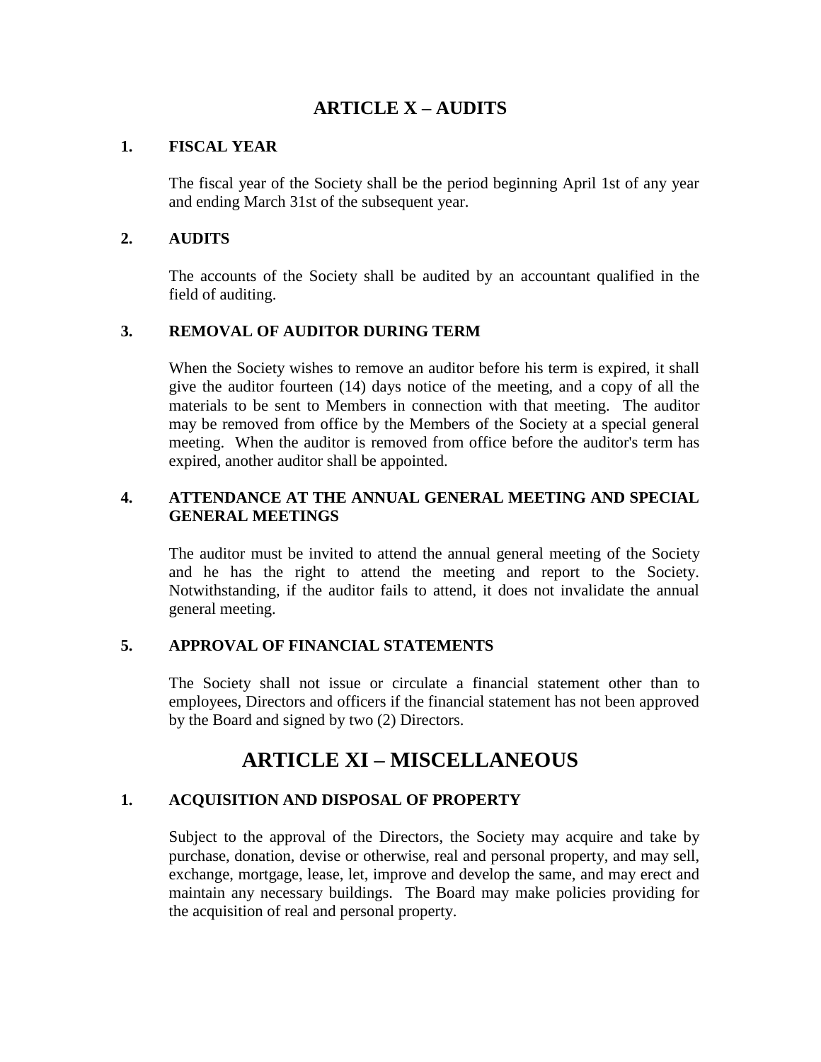# ARTICLE X – AUDITS

### 1. FISCAL YEAR

The fiscal year of the Society shall be the period beginning April 1st of any year and ending March 31st of the subsequent year.

### 2. AUDITS

The accounts of the Society shall be audited by an accountant qualified in the field of auditing.

### 3. REMOVAL OF AUDITOR DURING TERM

When the Society wishes to remove an auditor before his term is expired, it shall give the auditor fourteen (14) days notice of the meeting, and a copy of all the materials to be sent to Members in connection with that meeting. The auditor may be removed from office by the Members of the Society at a special general meeting. When the auditor is removed from office before the auditor's term has expired, another auditor shall be appointed.

### 4. ATTENDANCE AT THE ANNUAL GENERAL MEETING AND SPECIAL GENERAL MEETINGS

The auditor must be invited to attend the annual general meeting of the Society and he has the right to attend the meeting and report to the Society. Notwithstanding, if the auditor fails to attend, it does not invalidate the annual general meeting.

### 5. APPROVAL OF FINANCIAL STATEMENTS

The Society shall not issue or circulate a financial statement other than to employees, Directors and officers if the financial statement has not been approved by the Board and signed by two (2) Directors.

# ARTICLE XI – MISCELLANEOUS

### 1. ACQUISITION AND DISPOSAL OF PROPERTY

Subject to the approval of the Directors, the Society may acquire and take by purchase, donation, devise or otherwise, real and personal property, and may sell, exchange, mortgage, lease, let, improve and develop the same, and may erect and maintain any necessary buildings. The Board may make policies providing for the acquisition of real and personal property.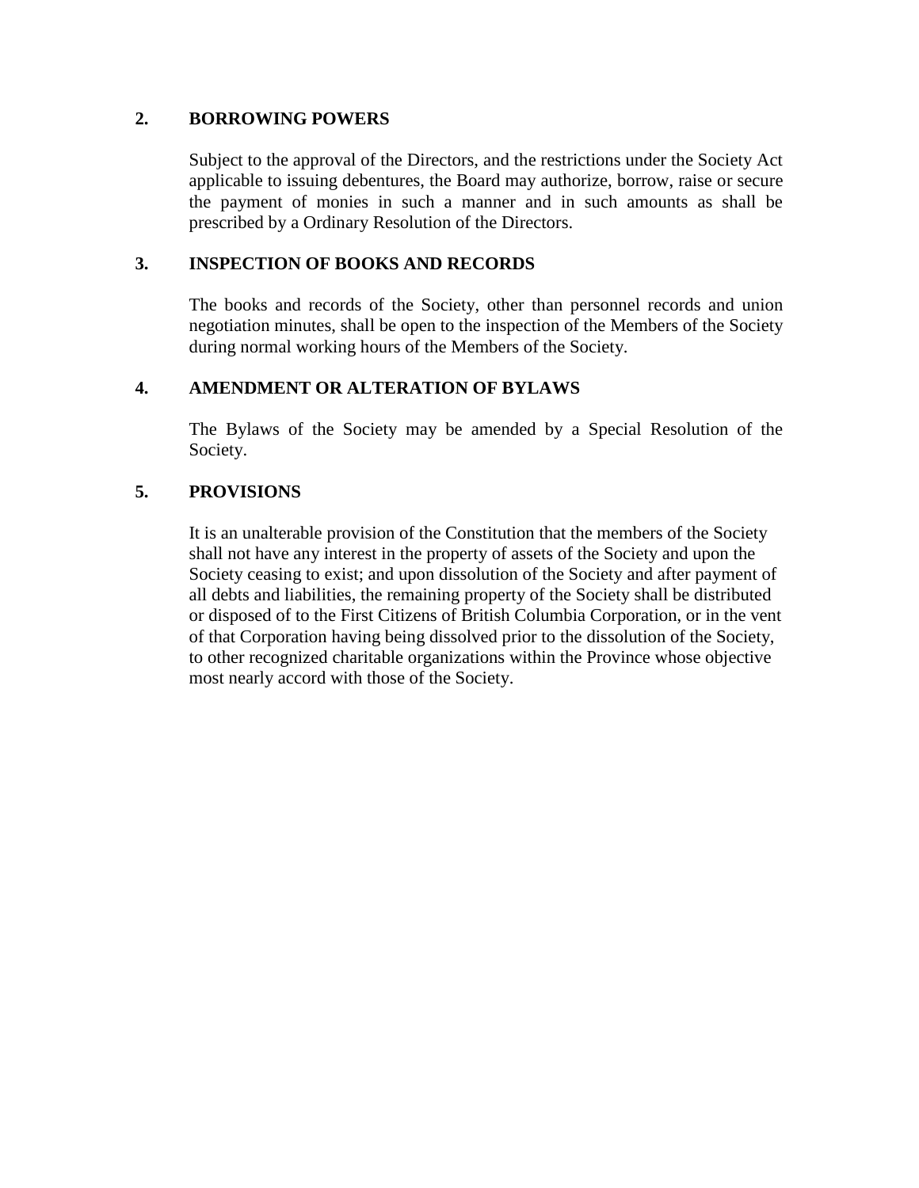## 2. BORROWING POWERS

Subject to the approval of the Directors, and the restrictions under the Society Act applicable to issuing debentures, the Board may authorize, borrow, raise or secure the payment of monies in such a manner and in such amounts as shall be prescribed by a Ordinary Resolution of the Directors.

## 3. INSPECTION OF BOOKS AND RECORDS

The books and records of the Society, other than personnel records and union negotiation minutes, shall be open to the inspection of the Members of the Society during normal working hours of the Members of the Society.

## 4. AMENDMENT OR ALTERATION OF BYLAWS

The Bylaws of the Society may be amended by a Special Resolution of the Society.

## 5. PROVISIONS

It is an unalterable provision of the Constitution that the members of the Society shall not have any interest in the property of assets of the Society and upon the Society ceasing to exist; and upon dissolution of the Society and after payment of all debts and liabilities, the remaining property of the Society shall be distributed or disposed of to the First Citizens of British Columbia Corporation, or in the vent of that Corporation having being dissolved prior to the dissolution of the Society, to other recognized charitable organizations within the Province whose objective most nearly accord with those of the Society.